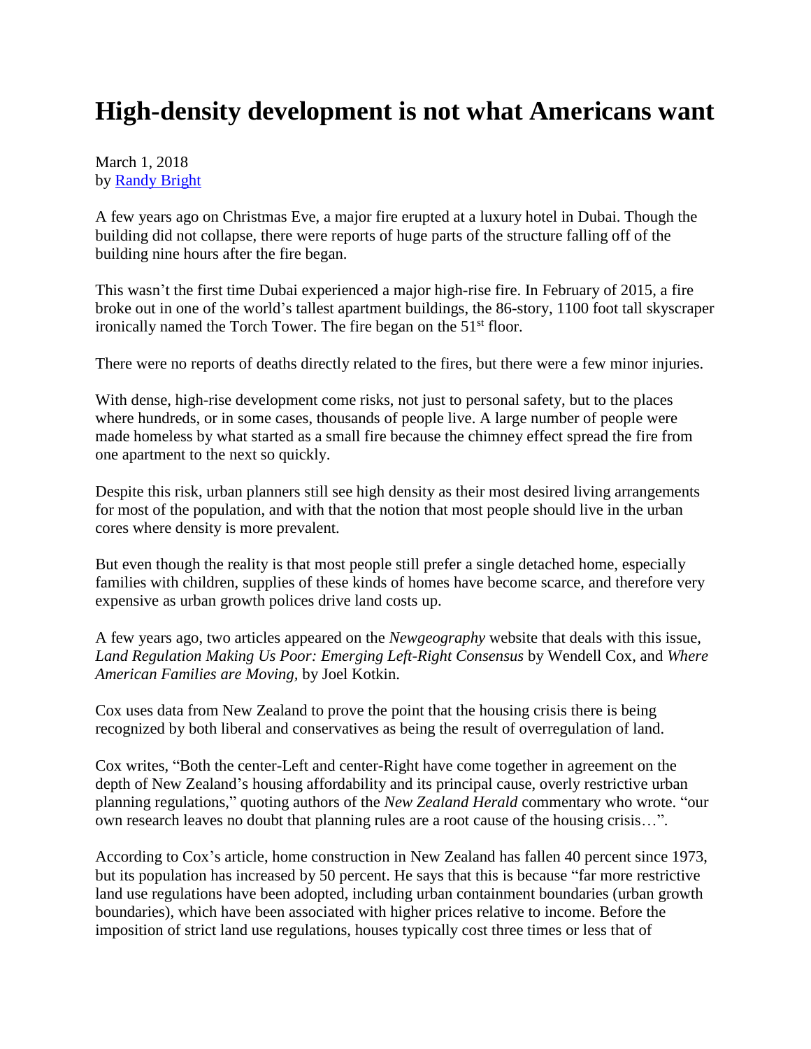# High-density development is not what Americans want

March 1, 2018
by [Randy Bright](#)

A few years ago on Christmas Eve, a major fire erupted at a luxury hotel in Dubai. Though the building did not collapse, there were reports of huge parts of the structure falling off of the building nine hours after the fire began.

This wasn't the first time Dubai experienced a major high-rise fire. In February of 2015, a fire broke out in one of the world's tallest apartment buildings, the 86-story, 1100 foot tall skyscraper ironically named the Torch Tower. The fire began on the 51st floor.

There were no reports of deaths directly related to the fires, but there were a few minor injuries.

With dense, high-rise development come risks, not just to personal safety, but to the places where hundreds, or in some cases, thousands of people live. A large number of people were made homeless by what started as a small fire because the chimney effect spread the fire from one apartment to the next so quickly.

Despite this risk, urban planners still see high density as their most desired living arrangements for most of the population, and with that the notion that most people should live in the urban cores where density is more prevalent.

But even though the reality is that most people still prefer a single detached home, especially families with children, supplies of these kinds of homes have become scarce, and therefore very expensive as urban growth polices drive land costs up.

A few years ago, two articles appeared on the *Newgeography* website that deals with this issue, *Land Regulation Making Us Poor: Emerging Left-Right Consensus* by Wendell Cox, and *Where American Families are Moving,* by Joel Kotkin.

Cox uses data from New Zealand to prove the point that the housing crisis there is being recognized by both liberal and conservatives as being the result of overregulation of land.

Cox writes, "Both the center-Left and center-Right have come together in agreement on the depth of New Zealand's housing affordability and its principal cause, overly restrictive urban planning regulations," quoting authors of the *New Zealand Herald* commentary who wrote. "our own research leaves no doubt that planning rules are a root cause of the housing crisis…".

According to Cox's article, home construction in New Zealand has fallen 40 percent since 1973, but its population has increased by 50 percent. He says that this is because "far more restrictive land use regulations have been adopted, including urban containment boundaries (urban growth boundaries), which have been associated with higher prices relative to income. Before the imposition of strict land use regulations, houses typically cost three times or less that of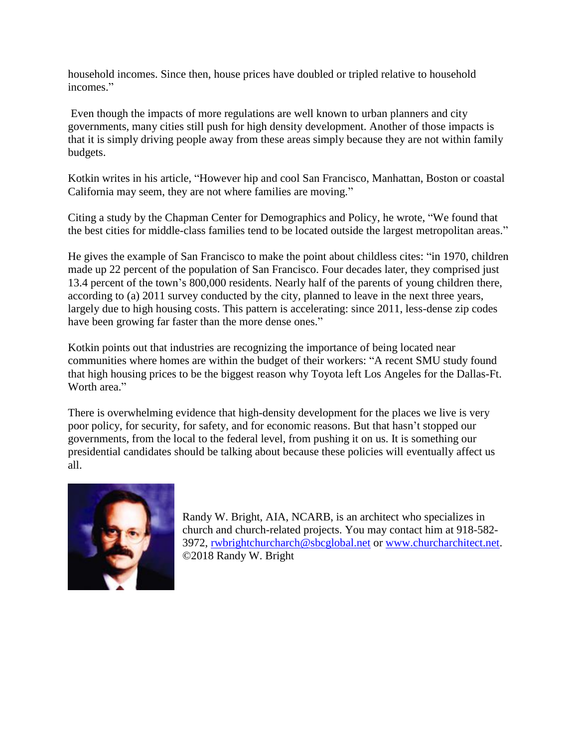household incomes. Since then, house prices have doubled or tripled relative to household incomes."

Even though the impacts of more regulations are well known to urban planners and city governments, many cities still push for high density development. Another of those impacts is that it is simply driving people away from these areas simply because they are not within family budgets.

Kotkin writes in his article, "However hip and cool San Francisco, Manhattan, Boston or coastal California may seem, they are not where families are moving."

Citing a study by the Chapman Center for Demographics and Policy, he wrote, "We found that the best cities for middle-class families tend to be located outside the largest metropolitan areas."

He gives the example of San Francisco to make the point about childless cites: "in 1970, children made up 22 percent of the population of San Francisco. Four decades later, they comprised just 13.4 percent of the town's 800,000 residents. Nearly half of the parents of young children there, according to (a) 2011 survey conducted by the city, planned to leave in the next three years, largely due to high housing costs. This pattern is accelerating: since 2011, less-dense zip codes have been growing far faster than the more dense ones."

Kotkin points out that industries are recognizing the importance of being located near communities where homes are within the budget of their workers: "A recent SMU study found that high housing prices to be the biggest reason why Toyota left Los Angeles for the Dallas-Ft. Worth area."

There is overwhelming evidence that high-density development for the places we live is very poor policy, for security, for safety, and for economic reasons. But that hasn't stopped our governments, from the local to the federal level, from pushing it on us. It is something our presidential candidates should be talking about because these policies will eventually affect us all.

Randy W. Bright, AIA, NCARB, is an architect who specializes in church and church-related projects. You may contact him at 918-582-3972, rwbrightchurcharch@sbcglobal.net or www.churcharchitect.net. ©2018 Randy W. Bright